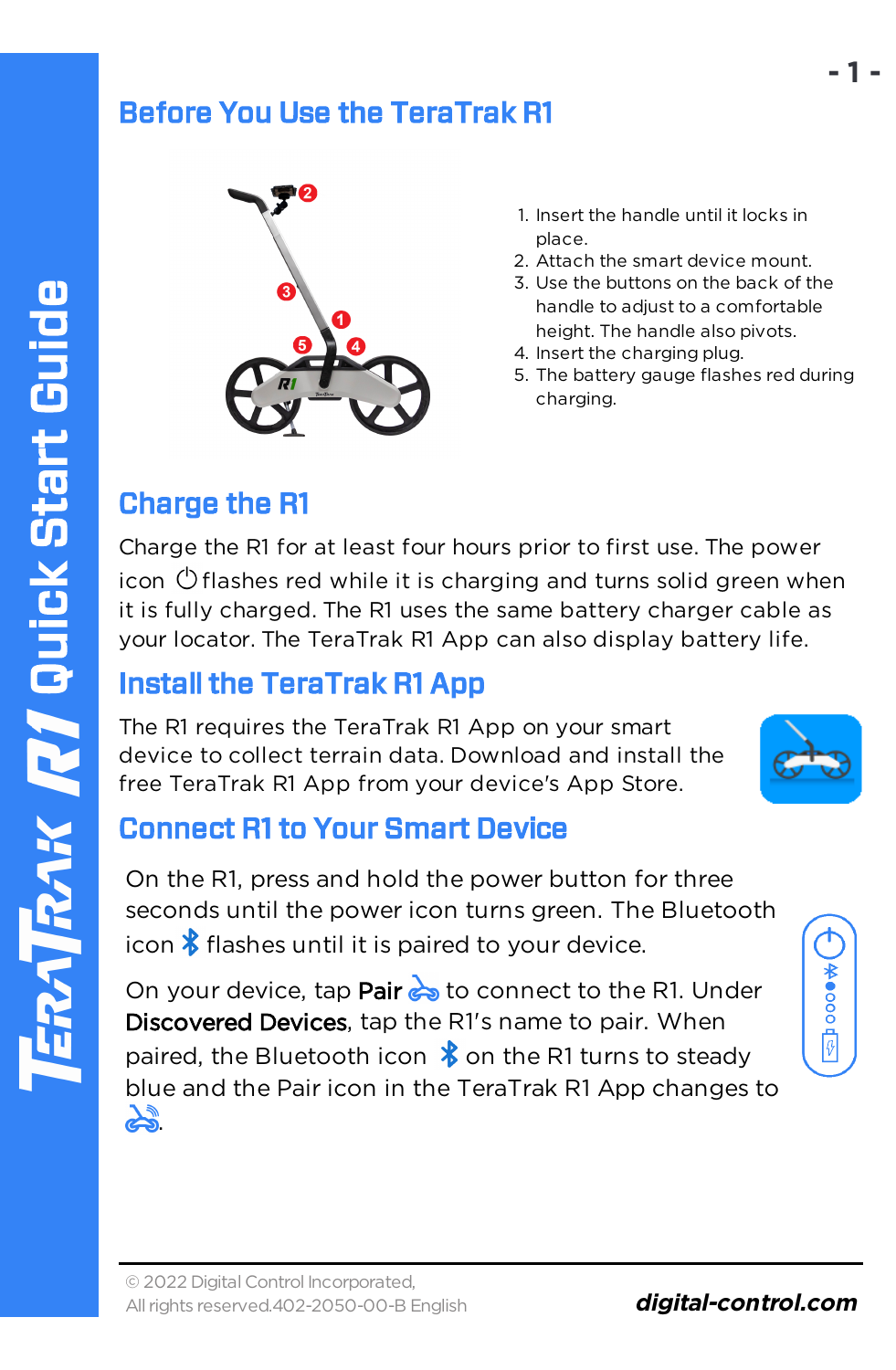# TeraTrak R1 Quick Start Guide

## Before You Use the TeraTrak R1

1. Insert the handle until it locks in place.
2. Attach the smart device mount.
3. Use the buttons on the back of the handle to adjust to a comfortable height. The handle also pivots.
4. Insert the charging plug.
5. The battery gauge flashes red during charging.

## Charge the R1

Charge the R1 for at least four hours prior to first use. The power icon flashes red while it is charging and turns solid green when it is fully charged. The R1 uses the same battery charger cable as your locator. The TeraTrak R1 App can also display battery life.

## Install the TeraTrak R1 App

The R1 requires the TeraTrak R1 App on your smart device to collect terrain data. Download and install the free TeraTrak R1 App from your device's App Store.

## Connect R1 to Your Smart Device

On the R1, press and hold the power button for three seconds until the power icon turns green. The Bluetooth icon flashes until it is paired to your device.

On your device, tap **Pair** to connect to the R1. Under **Discovered Devices**, tap the R1's name to pair. When paired, the Bluetooth icon on the R1 turns to steady blue and the Pair icon in the TeraTrak R1 App changes to .

© 2022 Digital Control Incorporated, All rights reserved.402-2050-00-B English

***digital-control.com***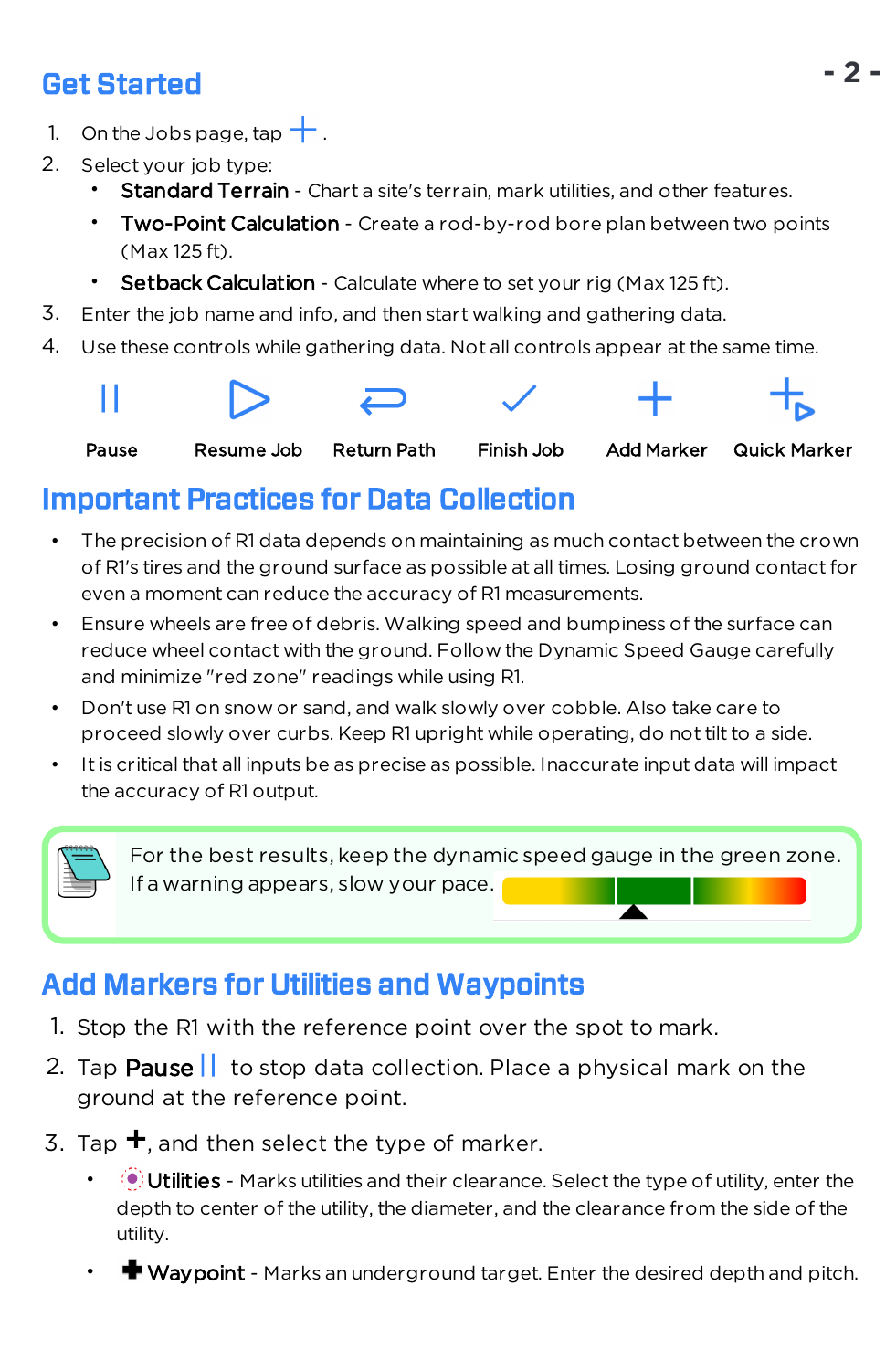## Get Started

1. On the Jobs page, tap + .
2. Select your job type:
   - **Standard Terrain** - Chart a site's terrain, mark utilities, and other features.
   - **Two-Point Calculation** - Create a rod-by-rod bore plan between two points (Max 125 ft).
   - **Setback Calculation** - Calculate where to set your rig (Max 125 ft).
3. Enter the job name and info, and then start walking and gathering data.
4. Use these controls while gathering data. Not all controls appear at the same time.

| Pause | Resume Job | Return Path | Finish Job | Add Marker | Quick Marker |
|---|---|---|---|---|---|

## Important Practices for Data Collection

- The precision of R1 data depends on maintaining as much contact between the crown of R1's tires and the ground surface as possible at all times. Losing ground contact for even a moment can reduce the accuracy of R1 measurements.
- Ensure wheels are free of debris. Walking speed and bumpiness of the surface can reduce wheel contact with the ground. Follow the Dynamic Speed Gauge carefully and minimize "red zone" readings while using R1.
- Don't use R1 on snow or sand, and walk slowly over cobble. Also take care to proceed slowly over curbs. Keep R1 upright while operating, do not tilt to a side.
- It is critical that all inputs be as precise as possible. Inaccurate input data will impact the accuracy of R1 output.

> For the best results, keep the dynamic speed gauge in the green zone. If a warning appears, slow your pace.

## Add Markers for Utilities and Waypoints

1. Stop the R1 with the reference point over the spot to mark.
2. Tap **Pause** || to stop data collection. Place a physical mark on the ground at the reference point.
3. Tap +, and then select the type of marker.
   - **Utilities** - Marks utilities and their clearance. Select the type of utility, enter the depth to center of the utility, the diameter, and the clearance from the side of the utility.
   - **Waypoint** - Marks an underground target. Enter the desired depth and pitch.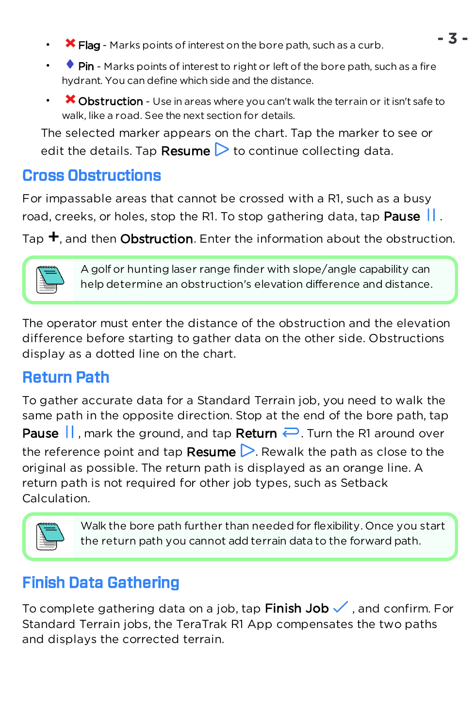- ✖ **Flag** - Marks points of interest on the bore path, such as a curb.
- ♦ **Pin** - Marks points of interest to right or left of the bore path, such as a fire hydrant. You can define which side and the distance.
- ✖ **Obstruction** - Use in areas where you can't walk the terrain or it isn't safe to walk, like a road. See the next section for details.

The selected marker appears on the chart. Tap the marker to see or edit the details. Tap **Resume** ▷ to continue collecting data.

## Cross Obstructions

For impassable areas that cannot be crossed with a R1, such as a busy road, creeks, or holes, stop the R1. To stop gathering data, tap **Pause** ||.

Tap **+**, and then **Obstruction**. Enter the information about the obstruction.

> A golf or hunting laser range finder with slope/angle capability can help determine an obstruction's elevation difference and distance.

The operator must enter the distance of the obstruction and the elevation difference before starting to gather data on the other side. Obstructions display as a dotted line on the chart.

## Return Path

To gather accurate data for a Standard Terrain job, you need to walk the same path in the opposite direction. Stop at the end of the bore path, tap **Pause** ||, mark the ground, and tap **Return** ⮐. Turn the R1 around over the reference point and tap **Resume** ▷. Rewalk the path as close to the original as possible. The return path is displayed as an orange line. A return path is not required for other job types, such as Setback Calculation.

> Walk the bore path further than needed for flexibility. Once you start the return path you cannot add terrain data to the forward path.

## Finish Data Gathering

To complete gathering data on a job, tap **Finish Job** ✓, and confirm. For Standard Terrain jobs, the TeraTrak R1 App compensates the two paths and displays the corrected terrain.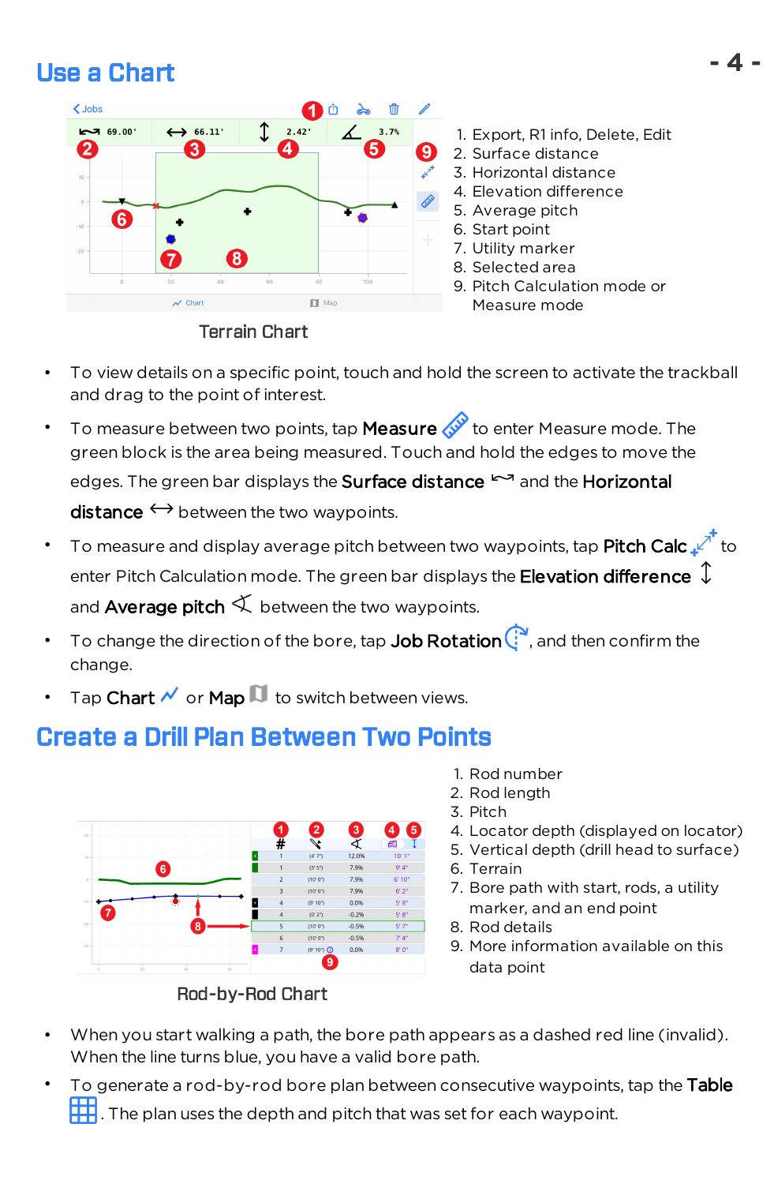## Use a Chart

1. Export, R1 info, Delete, Edit
2. Surface distance
3. Horizontal distance
4. Elevation difference
5. Average pitch
6. Start point
7. Utility marker
8. Selected area
9. Pitch Calculation mode or Measure mode

Terrain Chart

- To view details on a specific point, touch and hold the screen to activate the trackball and drag to the point of interest.
- To measure between two points, tap **Measure** to enter Measure mode. The green block is the area being measured. Touch and hold the edges to move the edges. The green bar displays the **Surface distance** and the **Horizontal distance** between the two waypoints.
- To measure and display average pitch between two waypoints, tap **Pitch Calc** to enter Pitch Calculation mode. The green bar displays the **Elevation difference** and **Average pitch** between the two waypoints.
- To change the direction of the bore, tap **Job Rotation**, and then confirm the change.
- Tap **Chart** or **Map** to switch between views.

## Create a Drill Plan Between Two Points

1. Rod number
2. Rod length
3. Pitch
4. Locator depth (displayed on locator)
5. Vertical depth (drill head to surface)
6. Terrain
7. Bore path with start, rods, a utility marker, and an end point
8. Rod details
9. More information available on this data point

Rod-by-Rod Chart

- When you start walking a path, the bore path appears as a dashed red line (invalid). When the line turns blue, you have a valid bore path.
- To generate a rod-by-rod bore plan between consecutive waypoints, tap the **Table**. The plan uses the depth and pitch that was set for each waypoint.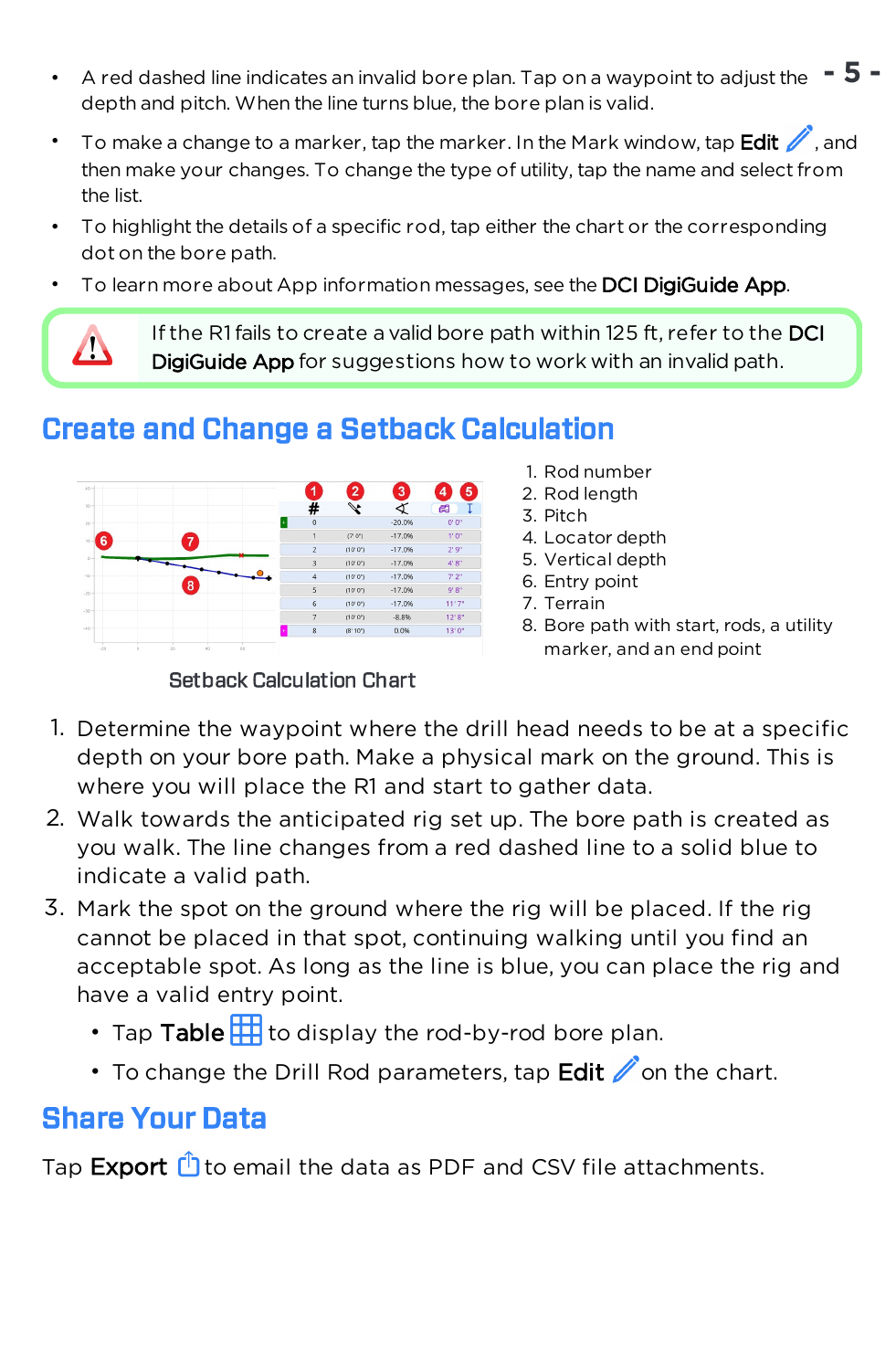- A red dashed line indicates an invalid bore plan. Tap on a waypoint to adjust the depth and pitch. When the line turns blue, the bore plan is valid.
- To make a change to a marker, tap the marker. In the Mark window, tap **Edit**, and then make your changes. To change the type of utility, tap the name and select from the list.
- To highlight the details of a specific rod, tap either the chart or the corresponding dot on the bore path.
- To learn more about App information messages, see the **DCI DigiGuide App**.

> If the R1 fails to create a valid bore path within 125 ft, refer to the **DCI DigiGuide App** for suggestions how to work with an invalid path.

## Create and Change a Setback Calculation

| # | Rod length | Pitch | Locator depth | Vertical depth |
|---|---|---|---|---|
| 0 | | -20.0% | | 0' 0" |
| 1 | (7' 0") | -17.0% | | 1' 0" |
| 2 | (10' 0") | -17.0% | | 2' 9" |
| 3 | (10' 0") | -17.0% | | 4' 8" |
| 4 | (10' 0") | -17.0% | | 7' 2" |
| 5 | (10' 0") | -17.0% | | 9' 8" |
| 6 | (10' 0") | -17.0% | | 11' 7" |
| 7 | (10' 0") | -8.8% | | 12' 8" |
| 8 | (8' 10") | 0.0% | | 13' 0" |

1. Rod number
2. Rod length
3. Pitch
4. Locator depth
5. Vertical depth
6. Entry point
7. Terrain
8. Bore path with start, rods, a utility marker, and an end point

Setback Calculation Chart

1. Determine the waypoint where the drill head needs to be at a specific depth on your bore path. Make a physical mark on the ground. This is where you will place the R1 and start to gather data.
2. Walk towards the anticipated rig set up. The bore path is created as you walk. The line changes from a red dashed line to a solid blue to indicate a valid path.
3. Mark the spot on the ground where the rig will be placed. If the rig cannot be placed in that spot, continuing walking until you find an acceptable spot. As long as the line is blue, you can place the rig and have a valid entry point.
   - Tap **Table** to display the rod-by-rod bore plan.
   - To change the Drill Rod parameters, tap **Edit** on the chart.

## Share Your Data

Tap **Export** to email the data as PDF and CSV file attachments.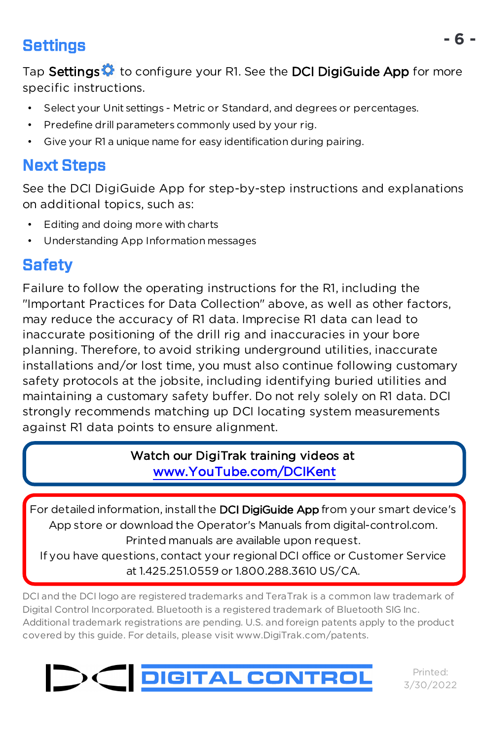## Settings

Tap **Settings** ⚙ to configure your R1. See the **DCI DigiGuide App** for more specific instructions.

- Select your Unit settings - Metric or Standard, and degrees or percentages.
- Predefine drill parameters commonly used by your rig.
- Give your R1 a unique name for easy identification during pairing.

## Next Steps

See the DCI DigiGuide App for step-by-step instructions and explanations on additional topics, such as:

- Editing and doing more with charts
- Understanding App Information messages

## Safety

Failure to follow the operating instructions for the R1, including the "Important Practices for Data Collection" above, as well as other factors, may reduce the accuracy of R1 data. Imprecise R1 data can lead to inaccurate positioning of the drill rig and inaccuracies in your bore planning. Therefore, to avoid striking underground utilities, inaccurate installations and/or lost time, you must also continue following customary safety protocols at the jobsite, including identifying buried utilities and maintaining a customary safety buffer. Do not rely solely on R1 data. DCI strongly recommends matching up DCI locating system measurements against R1 data points to ensure alignment.

**Watch our DigiTrak training videos at**
**www.YouTube.com/DCIKent**

For detailed information, install the **DCI DigiGuide App** from your smart device's App store or download the Operator's Manuals from digital-control.com. Printed manuals are available upon request.
If you have questions, contact your regional DCI office or Customer Service at 1.425.251.0559 or 1.800.288.3610 US/CA.

DCI and the DCI logo are registered trademarks and TeraTrak is a common law trademark of Digital Control Incorporated. Bluetooth is a registered trademark of Bluetooth SIG Inc. Additional trademark registrations are pending. U.S. and foreign patents apply to the product covered by this guide. For details, please visit www.DigiTrak.com/patents.

DCI DIGITAL CONTROL

Printed: 3/30/2022